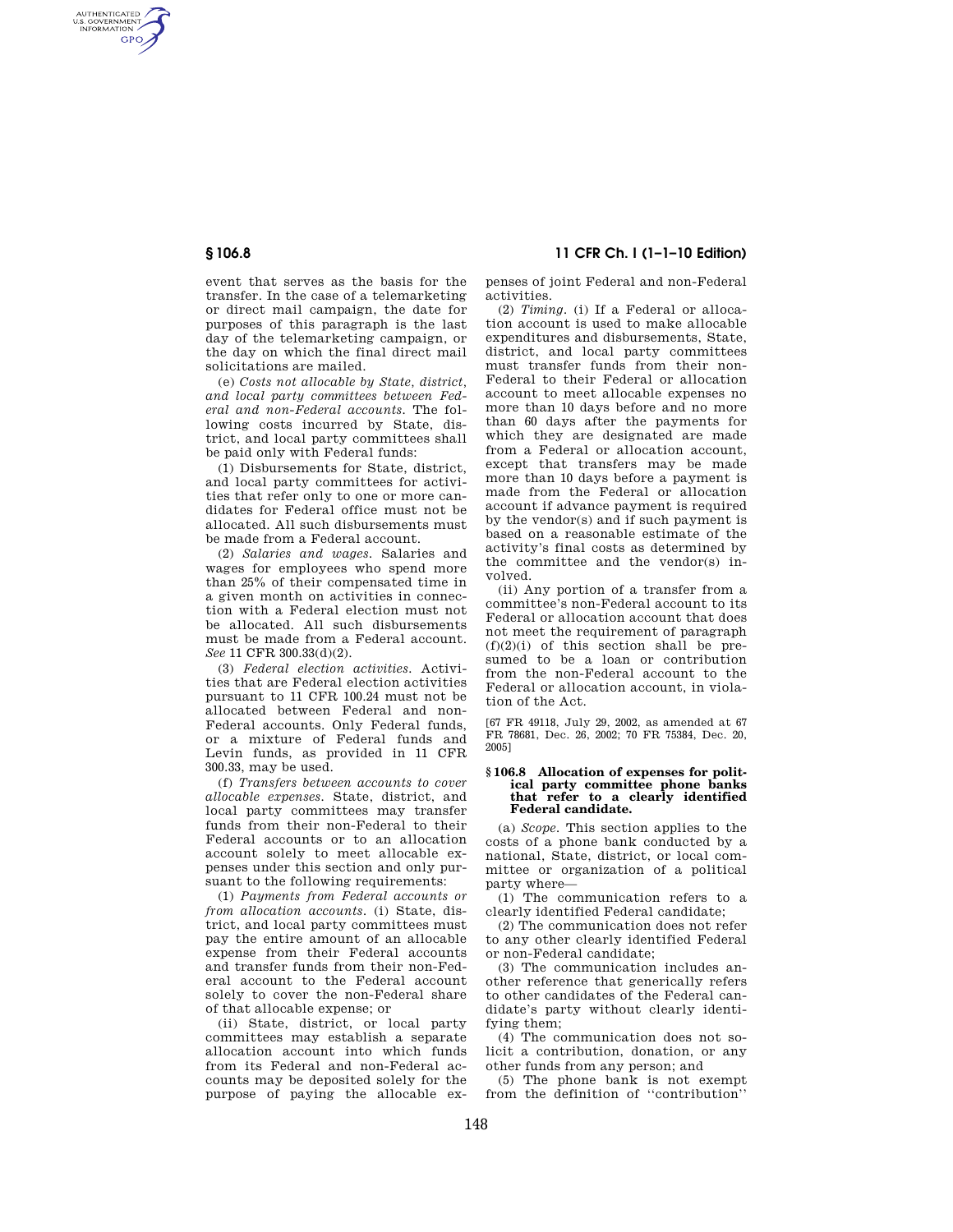event that serves as the basis for the transfer. In the case of a telemarketing or direct mail campaign, the date for purposes of this paragraph is the last day of the telemarketing campaign, or the day on which the final direct mail solicitations are mailed.

(e) *Costs not allocable by State, district, and local party committees between Federal and non-Federal accounts.* The following costs incurred by State, district, and local party committees shall be paid only with Federal funds:

(1) Disbursements for State, district, and local party committees for activities that refer only to one or more candidates for Federal office must not be allocated. All such disbursements must be made from a Federal account.

(2) *Salaries and wages.* Salaries and wages for employees who spend more than 25% of their compensated time in a given month on activities in connection with a Federal election must not be allocated. All such disbursements must be made from a Federal account. *See* 11 CFR 300.33(d)(2).

(3) *Federal election activities.* Activities that are Federal election activities pursuant to 11 CFR 100.24 must not be allocated between Federal and non-Federal accounts. Only Federal funds, or a mixture of Federal funds and Levin funds, as provided in 11 CFR 300.33, may be used.

(f) *Transfers between accounts to cover allocable expenses.* State, district, and local party committees may transfer funds from their non-Federal to their Federal accounts or to an allocation account solely to meet allocable expenses under this section and only pursuant to the following requirements:

(1) *Payments from Federal accounts or from allocation accounts.* (i) State, district, and local party committees must pay the entire amount of an allocable expense from their Federal accounts and transfer funds from their non-Federal account to the Federal account solely to cover the non-Federal share of that allocable expense; or

(ii) State, district, or local party committees may establish a separate allocation account into which funds from its Federal and non-Federal accounts may be deposited solely for the purpose of paying the allocable expenses of joint Federal and non-Federal activities.

(2) *Timing.* (i) If a Federal or allocation account is used to make allocable expenditures and disbursements, State, district, and local party committees must transfer funds from their non-Federal to their Federal or allocation account to meet allocable expenses no more than 10 days before and no more than 60 days after the payments for which they are designated are made from a Federal or allocation account, except that transfers may be made more than 10 days before a payment is made from the Federal or allocation account if advance payment is required by the vendor(s) and if such payment is based on a reasonable estimate of the activity's final costs as determined by the committee and the vendor(s) involved.

(ii) Any portion of a transfer from a committee's non-Federal account to its Federal or allocation account that does not meet the requirement of paragraph (f)(2)(i) of this section shall be presumed to be a loan or contribution from the non-Federal account to the Federal or allocation account, in violation of the Act.

[67 FR 49118, July 29, 2002, as amended at 67 FR 78681, Dec. 26, 2002; 70 FR 75384, Dec. 20, 2005]

## § 106.8 Allocation of expenses for political party committee phone banks that refer to a clearly identified Federal candidate.

(a) *Scope.* This section applies to the costs of a phone bank conducted by a national, State, district, or local committee or organization of a political party where—

(1) The communication refers to a clearly identified Federal candidate;

(2) The communication does not refer to any other clearly identified Federal or non-Federal candidate;

(3) The communication includes another reference that generically refers to other candidates of the Federal candidate's party without clearly identifying them;

(4) The communication does not solicit a contribution, donation, or any other funds from any person; and

(5) The phone bank is not exempt from the definition of ''contribution''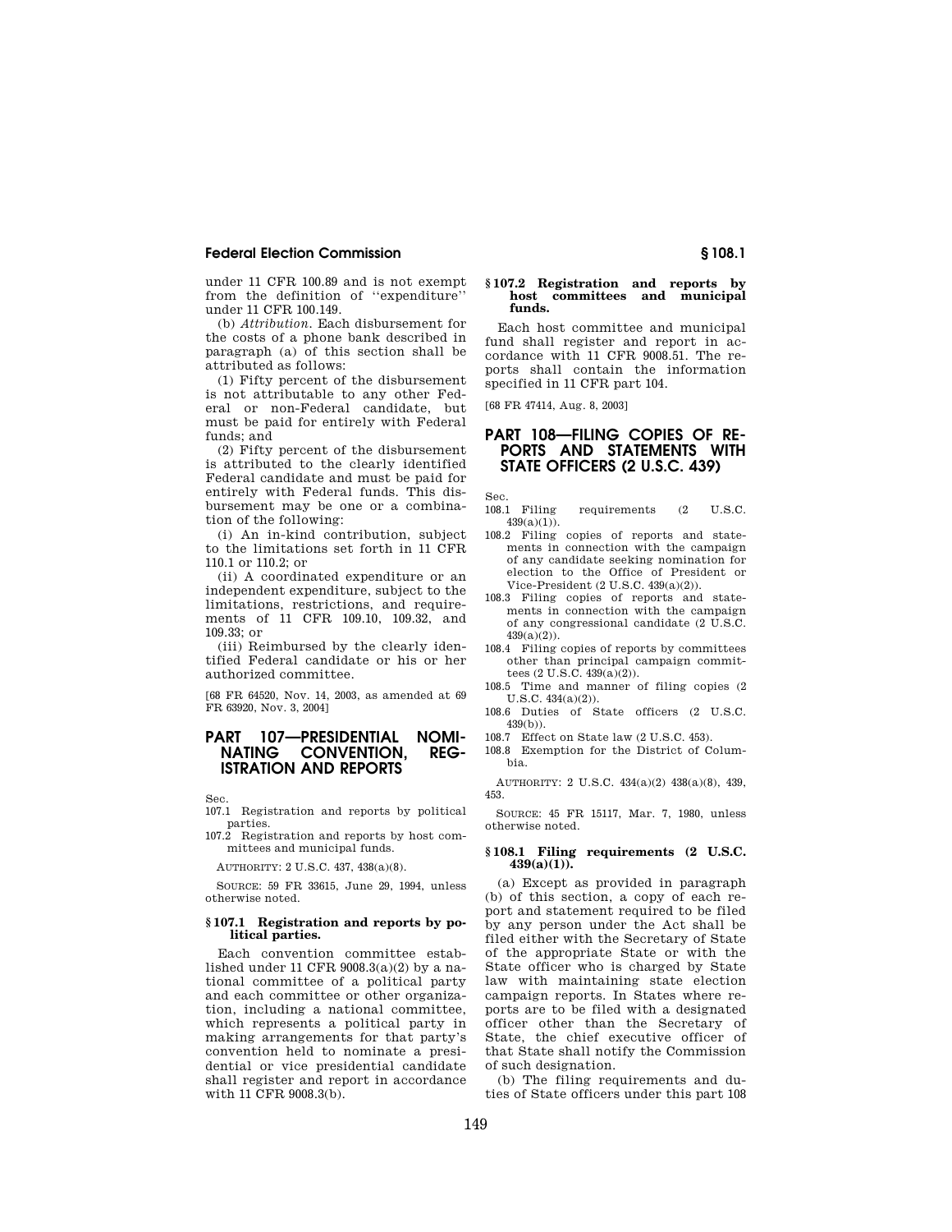under 11 CFR 100.89 and is not exempt from the definition of ''expenditure'' under 11 CFR 100.149.

(b) *Attribution.* Each disbursement for the costs of a phone bank described in paragraph (a) of this section shall be attributed as follows:

(1) Fifty percent of the disbursement is not attributable to any other Federal or non-Federal candidate, but must be paid for entirely with Federal funds; and

(2) Fifty percent of the disbursement is attributed to the clearly identified Federal candidate and must be paid for entirely with Federal funds. This disbursement may be one or a combination of the following:

(i) An in-kind contribution, subject to the limitations set forth in 11 CFR 110.1 or 110.2; or

(ii) A coordinated expenditure or an independent expenditure, subject to the limitations, restrictions, and requirements of 11 CFR 109.10, 109.32, and 109.33; or

(iii) Reimbursed by the clearly identified Federal candidate or his or her authorized committee.

[68 FR 64520, Nov. 14, 2003, as amended at 69 FR 63920, Nov. 3, 2004]

## PART 107—PRESIDENTIAL NOMINATING CONVENTION, REGISTRATION AND REPORTS

Sec.
107.1 Registration and reports by political parties.
107.2 Registration and reports by host committees and municipal funds.

AUTHORITY: 2 U.S.C. 437, 438(a)(8).

SOURCE: 59 FR 33615, June 29, 1994, unless otherwise noted.

### § 107.1 Registration and reports by political parties.

Each convention committee established under 11 CFR 9008.3(a)(2) by a national committee of a political party and each committee or other organization, including a national committee, which represents a political party in making arrangements for that party's convention held to nominate a presidential or vice presidential candidate shall register and report in accordance with 11 CFR 9008.3(b).

### § 107.2 Registration and reports by host committees and municipal funds.

Each host committee and municipal fund shall register and report in accordance with 11 CFR 9008.51. The reports shall contain the information specified in 11 CFR part 104.

[68 FR 47414, Aug. 8, 2003]

## PART 108—FILING COPIES OF REPORTS AND STATEMENTS WITH STATE OFFICERS (2 U.S.C. 439)

Sec.
108.1 Filing requirements (2 U.S.C. 439(a)(1)).
108.2 Filing copies of reports and statements in connection with the campaign of any candidate seeking nomination for election to the Office of President or Vice-President (2 U.S.C. 439(a)(2)).
108.3 Filing copies of reports and statements in connection with the campaign of any congressional candidate (2 U.S.C. 439(a)(2)).
108.4 Filing copies of reports by committees other than principal campaign committees (2 U.S.C. 439(a)(2)).
108.5 Time and manner of filing copies (2 U.S.C. 434(a)(2)).
108.6 Duties of State officers (2 U.S.C. 439(b)).
108.7 Effect on State law (2 U.S.C. 453).
108.8 Exemption for the District of Columbia.

AUTHORITY: 2 U.S.C. 434(a)(2) 438(a)(8), 439, 453.

SOURCE: 45 FR 15117, Mar. 7, 1980, unless otherwise noted.

### § 108.1 Filing requirements (2 U.S.C. 439(a)(1)).

(a) Except as provided in paragraph (b) of this section, a copy of each report and statement required to be filed by any person under the Act shall be filed either with the Secretary of State of the appropriate State or with the State officer who is charged by State law with maintaining state election campaign reports. In States where reports are to be filed with a designated officer other than the Secretary of State, the chief executive officer of that State shall notify the Commission of such designation.

(b) The filing requirements and duties of State officers under this part 108